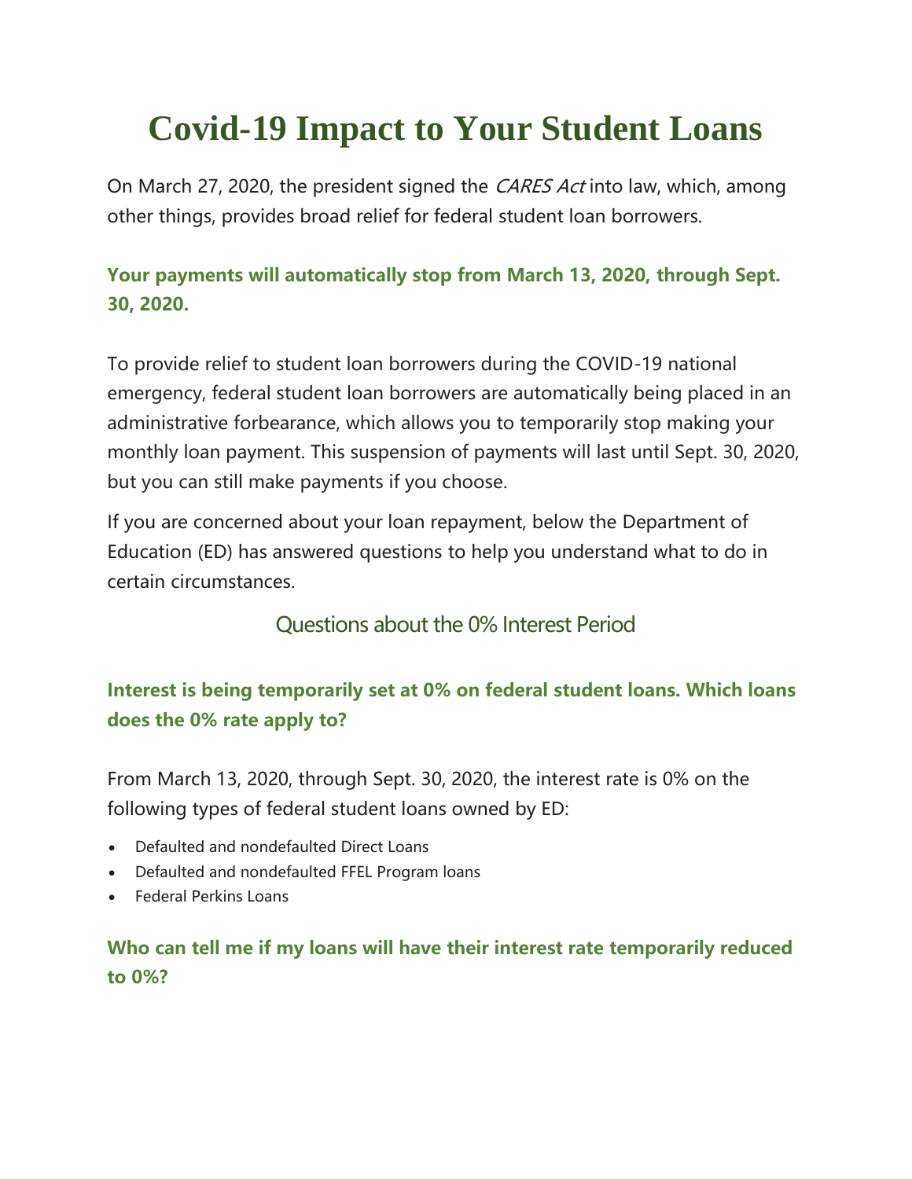# Covid-19 Impact to Your Student Loans

On March 27, 2020, the president signed the *CARES Act* into law, which, among other things, provides broad relief for federal student loan borrowers.

### Your payments will automatically stop from March 13, 2020, through Sept. 30, 2020.

To provide relief to student loan borrowers during the COVID-19 national emergency, federal student loan borrowers are automatically being placed in an administrative forbearance, which allows you to temporarily stop making your monthly loan payment. This suspension of payments will last until Sept. 30, 2020, but you can still make payments if you choose.

If you are concerned about your loan repayment, below the Department of Education (ED) has answered questions to help you understand what to do in certain circumstances.

## Questions about the 0% Interest Period

### Interest is being temporarily set at 0% on federal student loans. Which loans does the 0% rate apply to?

From March 13, 2020, through Sept. 30, 2020, the interest rate is 0% on the following types of federal student loans owned by ED:

- Defaulted and nondefaulted Direct Loans
- Defaulted and nondefaulted FFEL Program loans
- Federal Perkins Loans

### Who can tell me if my loans will have their interest rate temporarily reduced to 0%?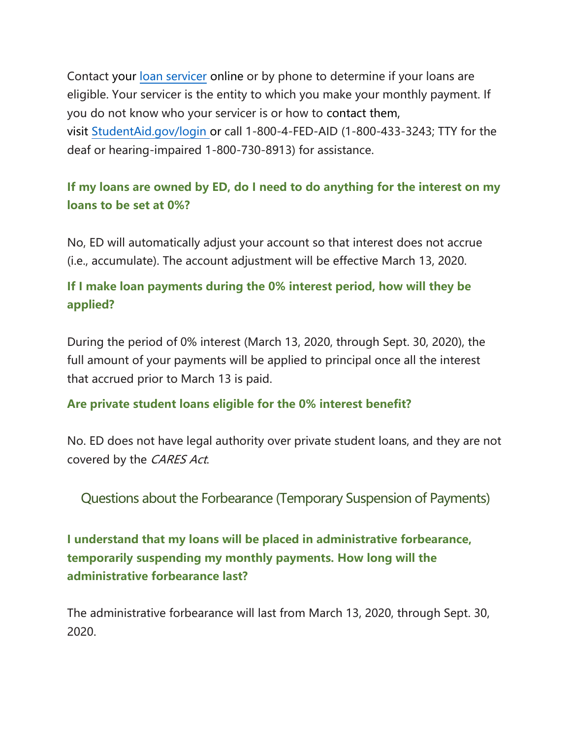Contact your [loan servicer](#) online or by phone to determine if your loans are eligible. Your servicer is the entity to which you make your monthly payment. If you do not know who your servicer is or how to contact them, visit [StudentAid.gov/login](#) or call 1-800-4-FED-AID (1-800-433-3243; TTY for the deaf or hearing-impaired 1-800-730-8913) for assistance.

**If my loans are owned by ED, do I need to do anything for the interest on my loans to be set at 0%?**

No, ED will automatically adjust your account so that interest does not accrue (i.e., accumulate). The account adjustment will be effective March 13, 2020.

**If I make loan payments during the 0% interest period, how will they be applied?**

During the period of 0% interest (March 13, 2020, through Sept. 30, 2020), the full amount of your payments will be applied to principal once all the interest that accrued prior to March 13 is paid.

**Are private student loans eligible for the 0% interest benefit?**

No. ED does not have legal authority over private student loans, and they are not covered by the *CARES Act*.

## Questions about the Forbearance (Temporary Suspension of Payments)

**I understand that my loans will be placed in administrative forbearance, temporarily suspending my monthly payments. How long will the administrative forbearance last?**

The administrative forbearance will last from March 13, 2020, through Sept. 30, 2020.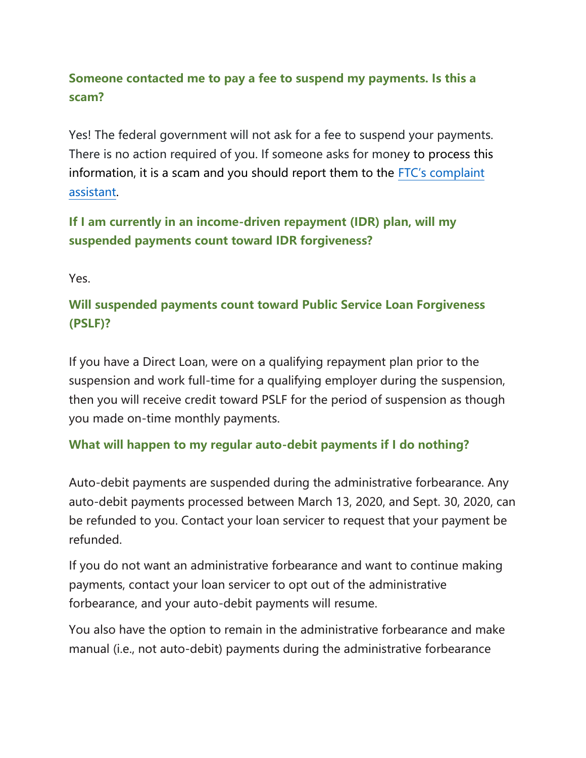### Someone contacted me to pay a fee to suspend my payments. Is this a scam?

Yes! The federal government will not ask for a fee to suspend your payments. There is no action required of you. If someone asks for money to process this information, it is a scam and you should report them to the FTC's complaint assistant.

### If I am currently in an income-driven repayment (IDR) plan, will my suspended payments count toward IDR forgiveness?

Yes.

### Will suspended payments count toward Public Service Loan Forgiveness (PSLF)?

If you have a Direct Loan, were on a qualifying repayment plan prior to the suspension and work full-time for a qualifying employer during the suspension, then you will receive credit toward PSLF for the period of suspension as though you made on-time monthly payments.

### What will happen to my regular auto-debit payments if I do nothing?

Auto-debit payments are suspended during the administrative forbearance. Any auto-debit payments processed between March 13, 2020, and Sept. 30, 2020, can be refunded to you. Contact your loan servicer to request that your payment be refunded.

If you do not want an administrative forbearance and want to continue making payments, contact your loan servicer to opt out of the administrative forbearance, and your auto-debit payments will resume.

You also have the option to remain in the administrative forbearance and make manual (i.e., not auto-debit) payments during the administrative forbearance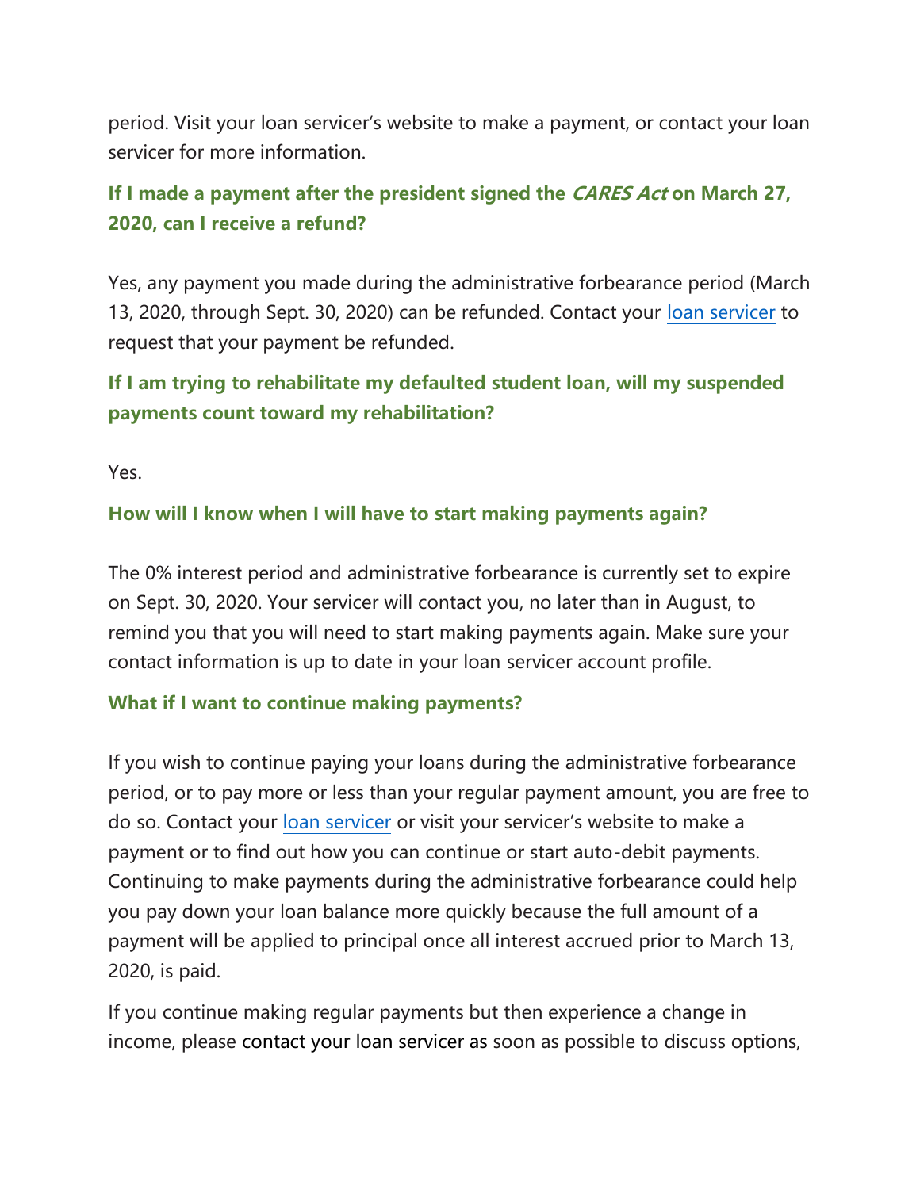period. Visit your loan servicer's website to make a payment, or contact your loan servicer for more information.

### If I made a payment after the president signed the *CARES Act* on March 27, 2020, can I receive a refund?

Yes, any payment you made during the administrative forbearance period (March 13, 2020, through Sept. 30, 2020) can be refunded. Contact your loan servicer to request that your payment be refunded.

### If I am trying to rehabilitate my defaulted student loan, will my suspended payments count toward my rehabilitation?

Yes.

### How will I know when I will have to start making payments again?

The 0% interest period and administrative forbearance is currently set to expire on Sept. 30, 2020. Your servicer will contact you, no later than in August, to remind you that you will need to start making payments again. Make sure your contact information is up to date in your loan servicer account profile.

### What if I want to continue making payments?

If you wish to continue paying your loans during the administrative forbearance period, or to pay more or less than your regular payment amount, you are free to do so. Contact your loan servicer or visit your servicer's website to make a payment or to find out how you can continue or start auto-debit payments. Continuing to make payments during the administrative forbearance could help you pay down your loan balance more quickly because the full amount of a payment will be applied to principal once all interest accrued prior to March 13, 2020, is paid.

If you continue making regular payments but then experience a change in income, please contact your loan servicer as soon as possible to discuss options,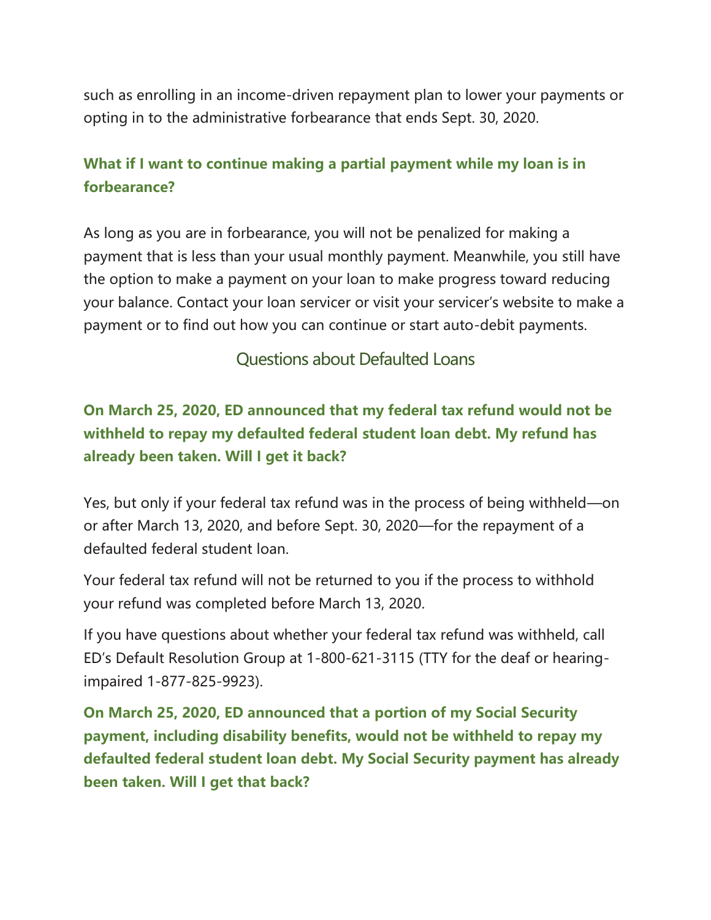such as enrolling in an income-driven repayment plan to lower your payments or opting in to the administrative forbearance that ends Sept. 30, 2020.

### What if I want to continue making a partial payment while my loan is in forbearance?

As long as you are in forbearance, you will not be penalized for making a payment that is less than your usual monthly payment. Meanwhile, you still have the option to make a payment on your loan to make progress toward reducing your balance. Contact your loan servicer or visit your servicer's website to make a payment or to find out how you can continue or start auto-debit payments.

## Questions about Defaulted Loans

### On March 25, 2020, ED announced that my federal tax refund would not be withheld to repay my defaulted federal student loan debt. My refund has already been taken. Will I get it back?

Yes, but only if your federal tax refund was in the process of being withheld—on or after March 13, 2020, and before Sept. 30, 2020—for the repayment of a defaulted federal student loan.

Your federal tax refund will not be returned to you if the process to withhold your refund was completed before March 13, 2020.

If you have questions about whether your federal tax refund was withheld, call ED's Default Resolution Group at 1-800-621-3115 (TTY for the deaf or hearing-impaired 1-877-825-9923).

### On March 25, 2020, ED announced that a portion of my Social Security payment, including disability benefits, would not be withheld to repay my defaulted federal student loan debt. My Social Security payment has already been taken. Will I get that back?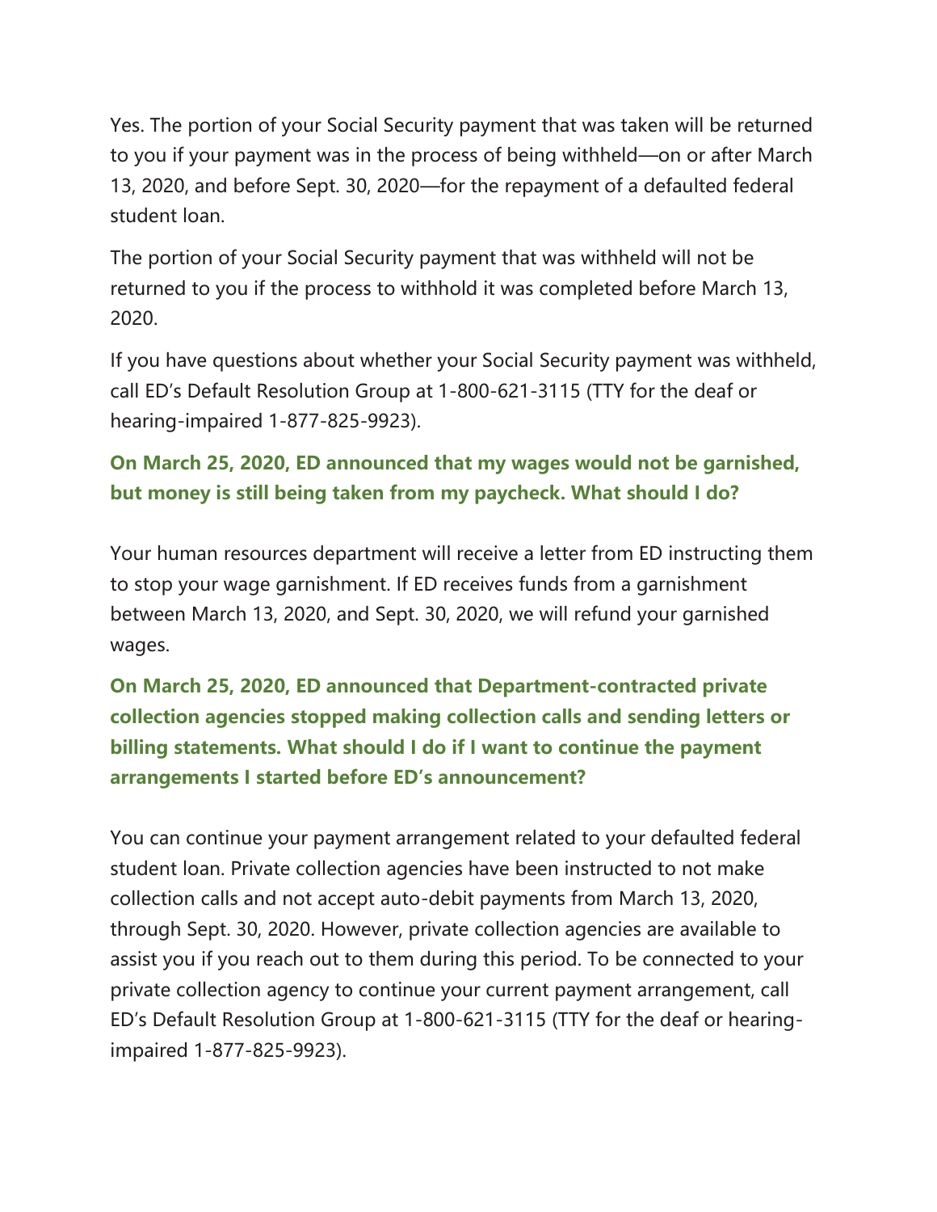Yes. The portion of your Social Security payment that was taken will be returned to you if your payment was in the process of being withheld—on or after March 13, 2020, and before Sept. 30, 2020—for the repayment of a defaulted federal student loan.

The portion of your Social Security payment that was withheld will not be returned to you if the process to withhold it was completed before March 13, 2020.

If you have questions about whether your Social Security payment was withheld, call ED's Default Resolution Group at 1-800-621-3115 (TTY for the deaf or hearing-impaired 1-877-825-9923).

### On March 25, 2020, ED announced that my wages would not be garnished, but money is still being taken from my paycheck. What should I do?

Your human resources department will receive a letter from ED instructing them to stop your wage garnishment. If ED receives funds from a garnishment between March 13, 2020, and Sept. 30, 2020, we will refund your garnished wages.

### On March 25, 2020, ED announced that Department-contracted private collection agencies stopped making collection calls and sending letters or billing statements. What should I do if I want to continue the payment arrangements I started before ED's announcement?

You can continue your payment arrangement related to your defaulted federal student loan. Private collection agencies have been instructed to not make collection calls and not accept auto-debit payments from March 13, 2020, through Sept. 30, 2020. However, private collection agencies are available to assist you if you reach out to them during this period. To be connected to your private collection agency to continue your current payment arrangement, call ED's Default Resolution Group at 1-800-621-3115 (TTY for the deaf or hearing-impaired 1-877-825-9923).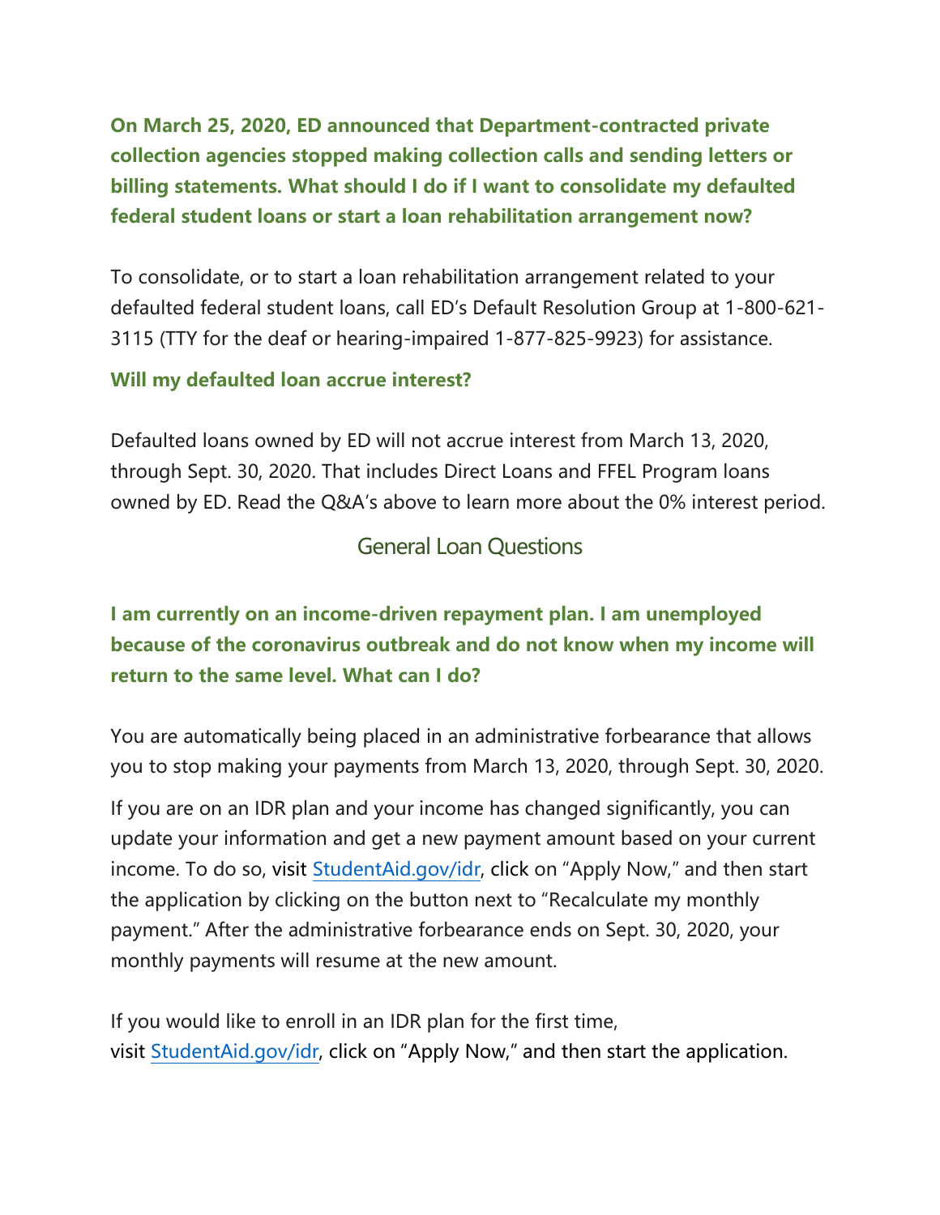**On March 25, 2020, ED announced that Department-contracted private collection agencies stopped making collection calls and sending letters or billing statements. What should I do if I want to consolidate my defaulted federal student loans or start a loan rehabilitation arrangement now?**

To consolidate, or to start a loan rehabilitation arrangement related to your defaulted federal student loans, call ED's Default Resolution Group at 1-800-621-3115 (TTY for the deaf or hearing-impaired 1-877-825-9923) for assistance.

**Will my defaulted loan accrue interest?**

Defaulted loans owned by ED will not accrue interest from March 13, 2020, through Sept. 30, 2020. That includes Direct Loans and FFEL Program loans owned by ED. Read the Q&A's above to learn more about the 0% interest period.

## General Loan Questions

**I am currently on an income-driven repayment plan. I am unemployed because of the coronavirus outbreak and do not know when my income will return to the same level. What can I do?**

You are automatically being placed in an administrative forbearance that allows you to stop making your payments from March 13, 2020, through Sept. 30, 2020.

If you are on an IDR plan and your income has changed significantly, you can update your information and get a new payment amount based on your current income. To do so, visit [StudentAid.gov/idr](StudentAid.gov/idr), click on "Apply Now," and then start the application by clicking on the button next to "Recalculate my monthly payment." After the administrative forbearance ends on Sept. 30, 2020, your monthly payments will resume at the new amount.

If you would like to enroll in an IDR plan for the first time, visit [StudentAid.gov/idr](StudentAid.gov/idr), click on "Apply Now," and then start the application.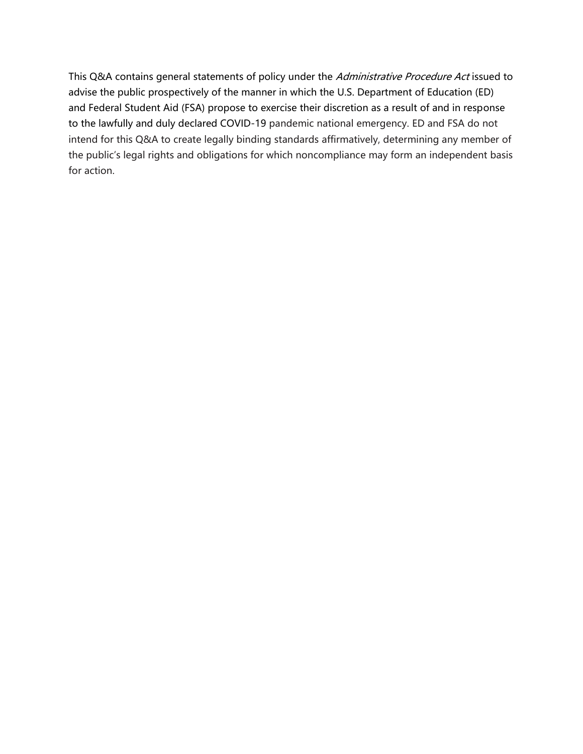This Q&A contains general statements of policy under the *Administrative Procedure Act* issued to advise the public prospectively of the manner in which the U.S. Department of Education (ED) and Federal Student Aid (FSA) propose to exercise their discretion as a result of and in response to the lawfully and duly declared COVID-19 pandemic national emergency. ED and FSA do not intend for this Q&A to create legally binding standards affirmatively, determining any member of the public's legal rights and obligations for which noncompliance may form an independent basis for action.